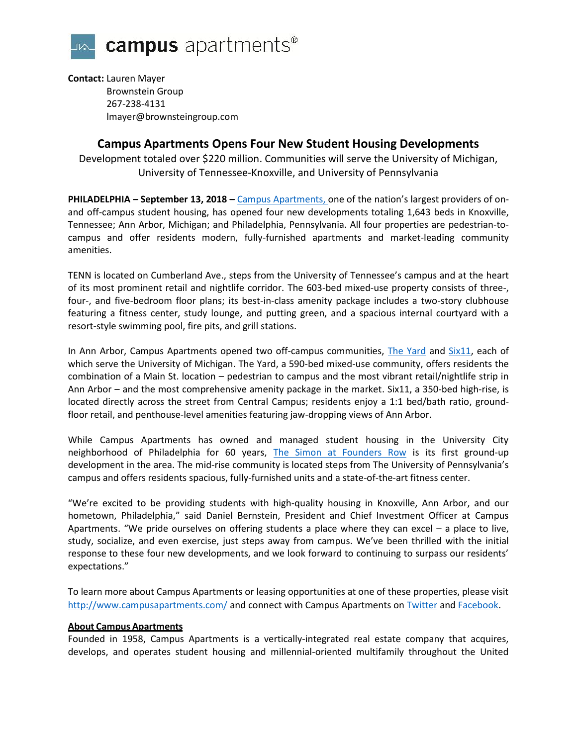campus apartments®

**Contact:** Lauren Mayer
Brownstein Group
267-238-4131
lmayer@brownsteingroup.com

# Campus Apartments Opens Four New Student Housing Developments

Development totaled over $220 million. Communities will serve the University of Michigan, University of Tennessee-Knoxville, and University of Pennsylvania

**PHILADELPHIA – September 13, 2018 –** Campus Apartments, one of the nation's largest providers of on- and off-campus student housing, has opened four new developments totaling 1,643 beds in Knoxville, Tennessee; Ann Arbor, Michigan; and Philadelphia, Pennsylvania. All four properties are pedestrian-to-campus and offer residents modern, fully-furnished apartments and market-leading community amenities.

TENN is located on Cumberland Ave., steps from the University of Tennessee's campus and at the heart of its most prominent retail and nightlife corridor. The 603-bed mixed-use property consists of three-, four-, and five-bedroom floor plans; its best-in-class amenity package includes a two-story clubhouse featuring a fitness center, study lounge, and putting green, and a spacious internal courtyard with a resort-style swimming pool, fire pits, and grill stations.

In Ann Arbor, Campus Apartments opened two off-campus communities, The Yard and Six11, each of which serve the University of Michigan. The Yard, a 590-bed mixed-use community, offers residents the combination of a Main St. location – pedestrian to campus and the most vibrant retail/nightlife strip in Ann Arbor – and the most comprehensive amenity package in the market. Six11, a 350-bed high-rise, is located directly across the street from Central Campus; residents enjoy a 1:1 bed/bath ratio, ground-floor retail, and penthouse-level amenities featuring jaw-dropping views of Ann Arbor.

While Campus Apartments has owned and managed student housing in the University City neighborhood of Philadelphia for 60 years, The Simon at Founders Row is its first ground-up development in the area. The mid-rise community is located steps from The University of Pennsylvania's campus and offers residents spacious, fully-furnished units and a state-of-the-art fitness center.

"We're excited to be providing students with high-quality housing in Knoxville, Ann Arbor, and our hometown, Philadelphia," said Daniel Bernstein, President and Chief Investment Officer at Campus Apartments. "We pride ourselves on offering students a place where they can excel – a place to live, study, socialize, and even exercise, just steps away from campus. We've been thrilled with the initial response to these four new developments, and we look forward to continuing to surpass our residents' expectations."

To learn more about Campus Apartments or leasing opportunities at one of these properties, please visit http://www.campusapartments.com/ and connect with Campus Apartments on Twitter and Facebook.

**About Campus Apartments**

Founded in 1958, Campus Apartments is a vertically-integrated real estate company that acquires, develops, and operates student housing and millennial-oriented multifamily throughout the United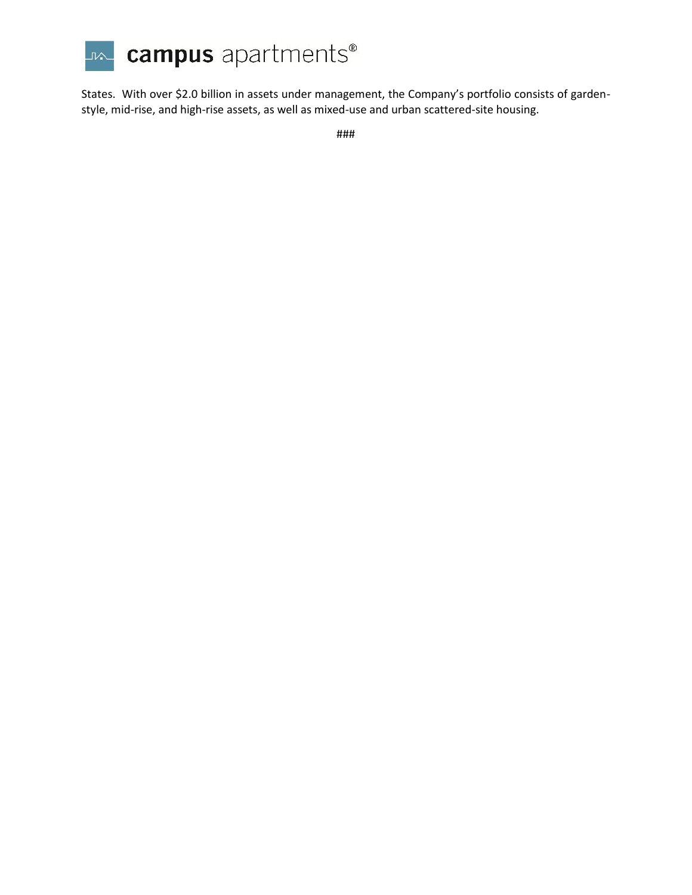States.  With over $2.0 billion in assets under management, the Company's portfolio consists of garden-style, mid-rise, and high-rise assets, as well as mixed-use and urban scattered-site housing.

###